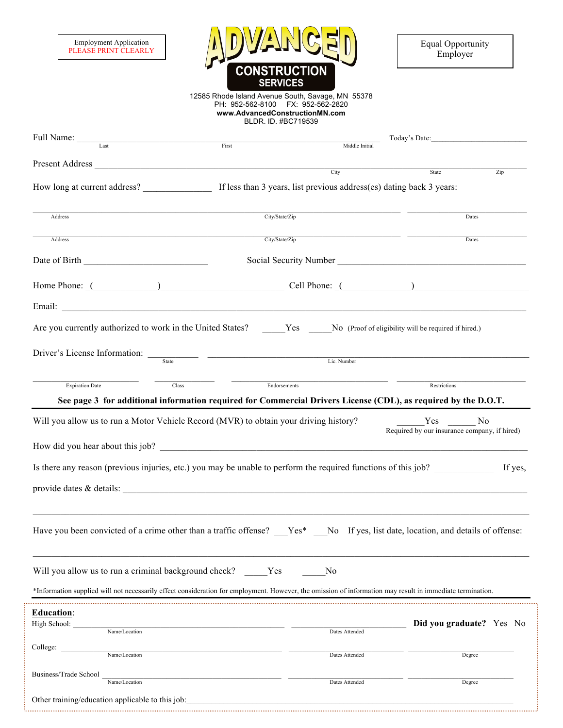Employment Application
PLEASE PRINT CLEARLY

# ADVANCED CONSTRUCTION SERVICES

12585 Rhode Island Avenue South, Savage, MN 55378
PH: 952-562-8100 FX: 952-562-2820
**www.AdvancedConstructionMN.com**
BLDR. ID. #BC719539

Equal Opportunity Employer

Full Name: ______________________________________________ Today's Date: ______________
Last First Middle Initial

Present Address ______________________________________________
City State Zip

How long at current address? ____________ If less than 3 years, list previous address(es) dating back 3 years:

______________________________________________ ______________
Address City/State/Zip Dates

______________________________________________ ______________
Address City/State/Zip Dates

Date of Birth ____________________ Social Security Number ______________________________

Home Phone: (__________)____________________ Cell Phone: (__________)____________________

Email: ______________________________________________

Are you currently authorized to work in the United States? _____Yes _____No (Proof of eligibility will be required if hired.)

Driver's License Information: __________ ______________________________
State Lic. Number

______________ __________ ______________________ ______________________
Expiration Date Class Endorsements Restrictions

**See page 3 for additional information required for Commercial Drivers License (CDL), as required by the D.O.T.**

---

Will you allow us to run a Motor Vehicle Record (MVR) to obtain your driving history? ______Yes ______ No
Required by our insurance company, if hired)

How did you hear about this job? ______________________________________________

Is there any reason (previous injuries, etc.) you may be unable to perform the required functions of this job? ____________ If yes, provide dates & details: ______________________________________________

______________________________________________

Have you been convicted of a crime other than a traffic offense? ___Yes* ___No If yes, list date, location, and details of offense:

______________________________________________

Will you allow us to run a criminal background check? _____Yes _____No

*Information supplied will not necessarily effect consideration for employment. However, the omission of information may result in immediate termination.

---

**Education**:

High School: ______________________________ ______________ **Did you graduate?** Yes No
Name/Location Dates Attended

College: ______________________________ ______________ ______________
Name/Location Dates Attended Degree

Business/Trade School ______________________________ ______________ ______________
Name/Location Dates Attended Degree

Other training/education applicable to this job: ______________________________________________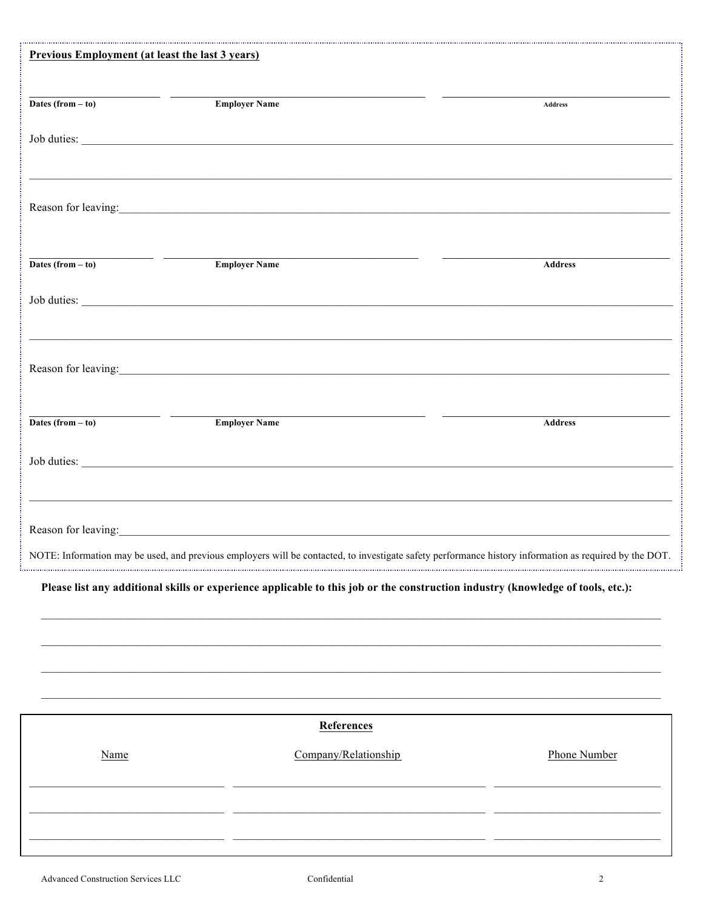**Previous Employment (at least the last 3 years)**

| Dates (from – to) | Employer Name | Address |
|---|---|---|
| | | |

Job duties: \_\_\_\_\_\_\_\_\_\_\_\_\_\_\_\_\_\_\_\_\_\_\_\_\_\_\_\_\_\_\_\_\_\_\_\_\_\_\_\_

\_\_\_\_\_\_\_\_\_\_\_\_\_\_\_\_\_\_\_\_\_\_\_\_\_\_\_\_\_\_\_\_\_\_\_\_\_\_\_\_\_\_\_\_\_\_\_\_

Reason for leaving: \_\_\_\_\_\_\_\_\_\_\_\_\_\_\_\_\_\_\_\_\_\_\_\_\_\_\_\_\_\_\_\_\_\_\_\_\_\_\_\_

| Dates (from – to) | Employer Name | Address |
|---|---|---|
| | | |

Job duties: \_\_\_\_\_\_\_\_\_\_\_\_\_\_\_\_\_\_\_\_\_\_\_\_\_\_\_\_\_\_\_\_\_\_\_\_\_\_\_\_

\_\_\_\_\_\_\_\_\_\_\_\_\_\_\_\_\_\_\_\_\_\_\_\_\_\_\_\_\_\_\_\_\_\_\_\_\_\_\_\_\_\_\_\_\_\_\_\_

Reason for leaving: \_\_\_\_\_\_\_\_\_\_\_\_\_\_\_\_\_\_\_\_\_\_\_\_\_\_\_\_\_\_\_\_\_\_\_\_\_\_\_\_

| Dates (from – to) | Employer Name | Address |
|---|---|---|
| | | |

Job duties: \_\_\_\_\_\_\_\_\_\_\_\_\_\_\_\_\_\_\_\_\_\_\_\_\_\_\_\_\_\_\_\_\_\_\_\_\_\_\_\_

\_\_\_\_\_\_\_\_\_\_\_\_\_\_\_\_\_\_\_\_\_\_\_\_\_\_\_\_\_\_\_\_\_\_\_\_\_\_\_\_\_\_\_\_\_\_\_\_

Reason for leaving: \_\_\_\_\_\_\_\_\_\_\_\_\_\_\_\_\_\_\_\_\_\_\_\_\_\_\_\_\_\_\_\_\_\_\_\_\_\_\_\_

NOTE: Information may be used, and previous employers will be contacted, to investigate safety performance history information as required by the DOT.

**Please list any additional skills or experience applicable to this job or the construction industry (knowledge of tools, etc.):**

\_\_\_\_\_\_\_\_\_\_\_\_\_\_\_\_\_\_\_\_\_\_\_\_\_\_\_\_\_\_\_\_\_\_\_\_\_\_\_\_\_\_\_\_\_\_\_\_

\_\_\_\_\_\_\_\_\_\_\_\_\_\_\_\_\_\_\_\_\_\_\_\_\_\_\_\_\_\_\_\_\_\_\_\_\_\_\_\_\_\_\_\_\_\_\_\_

\_\_\_\_\_\_\_\_\_\_\_\_\_\_\_\_\_\_\_\_\_\_\_\_\_\_\_\_\_\_\_\_\_\_\_\_\_\_\_\_\_\_\_\_\_\_\_\_

\_\_\_\_\_\_\_\_\_\_\_\_\_\_\_\_\_\_\_\_\_\_\_\_\_\_\_\_\_\_\_\_\_\_\_\_\_\_\_\_\_\_\_\_\_\_\_\_

**References**

| Name | Company/Relationship | Phone Number |
|---|---|---|
| | | |
| | | |
| | | |

Advanced Construction Services LLC    Confidential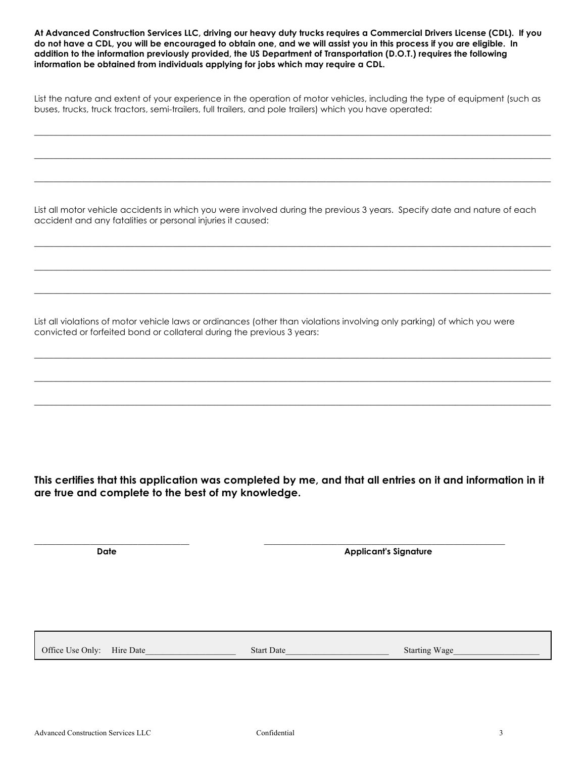**At Advanced Construction Services LLC, driving our heavy duty trucks requires a Commercial Drivers License (CDL). If you do not have a CDL, you will be encouraged to obtain one, and we will assist you in this process if you are eligible. In addition to the information previously provided, the US Department of Transportation (D.O.T.) requires the following information be obtained from individuals applying for jobs which may require a CDL.**

List the nature and extent of your experience in the operation of motor vehicles, including the type of equipment (such as buses, trucks, truck tractors, semi-trailers, full trailers, and pole trailers) which you have operated:

\_\_\_\_\_\_\_\_\_\_\_\_\_\_\_\_\_\_\_\_\_\_\_\_\_\_\_\_\_\_\_\_\_\_\_\_\_\_\_\_\_\_\_\_\_\_\_\_\_\_\_\_\_\_\_\_\_\_\_\_\_\_\_\_\_\_\_\_\_\_\_\_\_\_\_\_\_\_

\_\_\_\_\_\_\_\_\_\_\_\_\_\_\_\_\_\_\_\_\_\_\_\_\_\_\_\_\_\_\_\_\_\_\_\_\_\_\_\_\_\_\_\_\_\_\_\_\_\_\_\_\_\_\_\_\_\_\_\_\_\_\_\_\_\_\_\_\_\_\_\_\_\_\_\_\_\_

\_\_\_\_\_\_\_\_\_\_\_\_\_\_\_\_\_\_\_\_\_\_\_\_\_\_\_\_\_\_\_\_\_\_\_\_\_\_\_\_\_\_\_\_\_\_\_\_\_\_\_\_\_\_\_\_\_\_\_\_\_\_\_\_\_\_\_\_\_\_\_\_\_\_\_\_\_\_

List all motor vehicle accidents in which you were involved during the previous 3 years. Specify date and nature of each accident and any fatalities or personal injuries it caused:

\_\_\_\_\_\_\_\_\_\_\_\_\_\_\_\_\_\_\_\_\_\_\_\_\_\_\_\_\_\_\_\_\_\_\_\_\_\_\_\_\_\_\_\_\_\_\_\_\_\_\_\_\_\_\_\_\_\_\_\_\_\_\_\_\_\_\_\_\_\_\_\_\_\_\_\_\_\_

\_\_\_\_\_\_\_\_\_\_\_\_\_\_\_\_\_\_\_\_\_\_\_\_\_\_\_\_\_\_\_\_\_\_\_\_\_\_\_\_\_\_\_\_\_\_\_\_\_\_\_\_\_\_\_\_\_\_\_\_\_\_\_\_\_\_\_\_\_\_\_\_\_\_\_\_\_\_

\_\_\_\_\_\_\_\_\_\_\_\_\_\_\_\_\_\_\_\_\_\_\_\_\_\_\_\_\_\_\_\_\_\_\_\_\_\_\_\_\_\_\_\_\_\_\_\_\_\_\_\_\_\_\_\_\_\_\_\_\_\_\_\_\_\_\_\_\_\_\_\_\_\_\_\_\_\_

List all violations of motor vehicle laws or ordinances (other than violations involving only parking) of which you were convicted or forfeited bond or collateral during the previous 3 years:

\_\_\_\_\_\_\_\_\_\_\_\_\_\_\_\_\_\_\_\_\_\_\_\_\_\_\_\_\_\_\_\_\_\_\_\_\_\_\_\_\_\_\_\_\_\_\_\_\_\_\_\_\_\_\_\_\_\_\_\_\_\_\_\_\_\_\_\_\_\_\_\_\_\_\_\_\_\_

\_\_\_\_\_\_\_\_\_\_\_\_\_\_\_\_\_\_\_\_\_\_\_\_\_\_\_\_\_\_\_\_\_\_\_\_\_\_\_\_\_\_\_\_\_\_\_\_\_\_\_\_\_\_\_\_\_\_\_\_\_\_\_\_\_\_\_\_\_\_\_\_\_\_\_\_\_\_

\_\_\_\_\_\_\_\_\_\_\_\_\_\_\_\_\_\_\_\_\_\_\_\_\_\_\_\_\_\_\_\_\_\_\_\_\_\_\_\_\_\_\_\_\_\_\_\_\_\_\_\_\_\_\_\_\_\_\_\_\_\_\_\_\_\_\_\_\_\_\_\_\_\_\_\_\_\_

**This certifies that this application was completed by me, and that all entries on it and information in it are true and complete to the best of my knowledge.**

| \_\_\_\_\_\_\_\_\_\_\_\_\_\_\_\_\_\_\_\_\_\_\_\_\_ | \_\_\_\_\_\_\_\_\_\_\_\_\_\_\_\_\_\_\_\_\_\_\_\_\_\_\_\_\_\_\_\_\_\_\_\_\_\_\_\_ |
|---|---|
| **Date** | **Applicant's Signature** |

| Office Use Only: Hire Date\_\_\_\_\_\_\_\_\_\_\_\_\_\_\_\_\_\_\_\_ | Start Date\_\_\_\_\_\_\_\_\_\_\_\_\_\_\_\_\_\_\_\_\_\_\_\_ | Starting Wage\_\_\_\_\_\_\_\_\_\_\_\_\_\_\_\_\_\_\_\_ |
|---|---|---|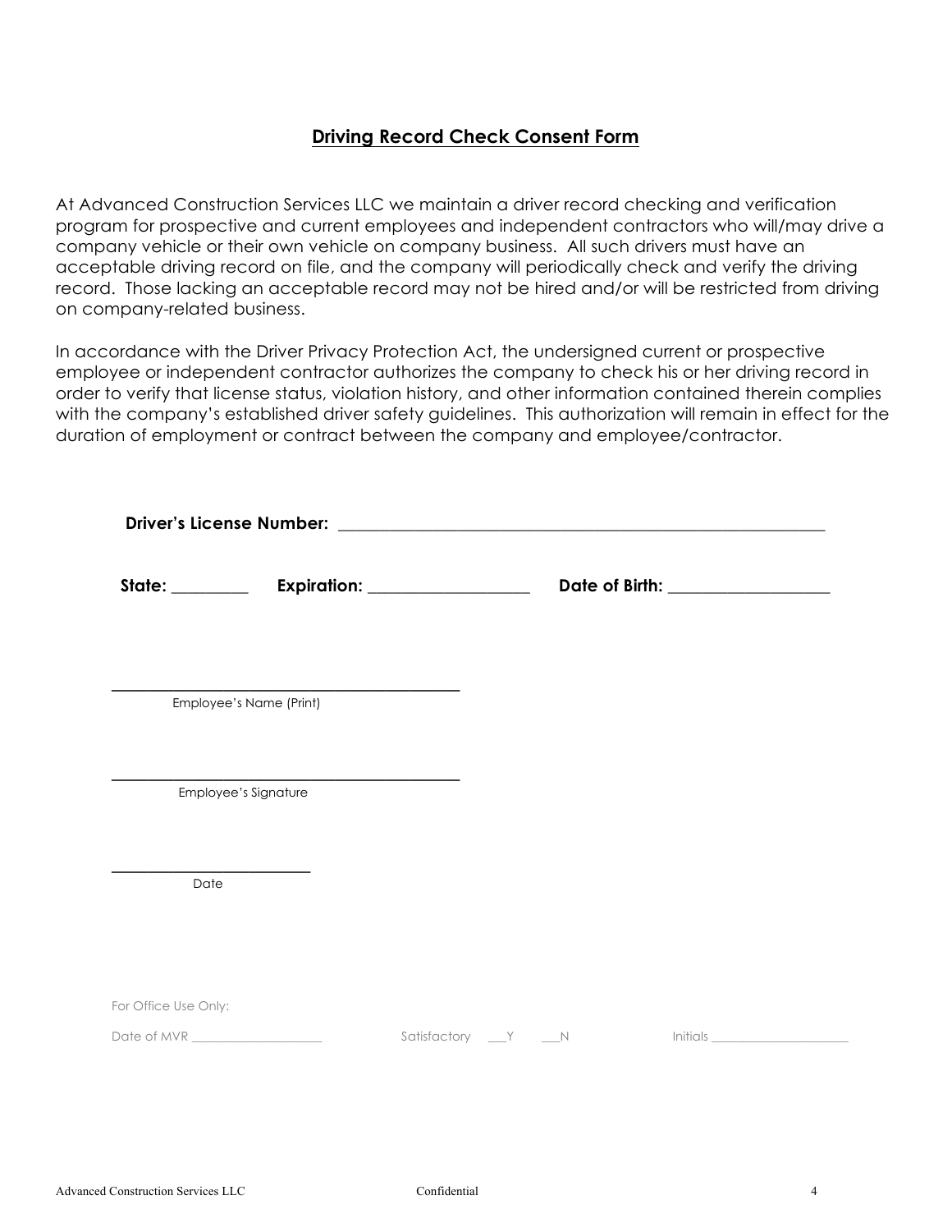# Driving Record Check Consent Form

At Advanced Construction Services LLC we maintain a driver record checking and verification program for prospective and current employees and independent contractors who will/may drive a company vehicle or their own vehicle on company business. All such drivers must have an acceptable driving record on file, and the company will periodically check and verify the driving record. Those lacking an acceptable record may not be hired and/or will be restricted from driving on company-related business.

In accordance with the Driver Privacy Protection Act, the undersigned current or prospective employee or independent contractor authorizes the company to check his or her driving record in order to verify that license status, violation history, and other information contained therein complies with the company's established driver safety guidelines. This authorization will remain in effect for the duration of employment or contract between the company and employee/contractor.

**Driver's License Number:** ____________________________________________

**State:** _________ **Expiration:** ___________________ **Date of Birth:** ___________________

____________________________________________
Employee's Name (Print)

____________________________________________
Employee's Signature

_________________________
Date

For Office Use Only:

Date of MVR ___________________ Satisfactory ___Y ___N Initials _____________________